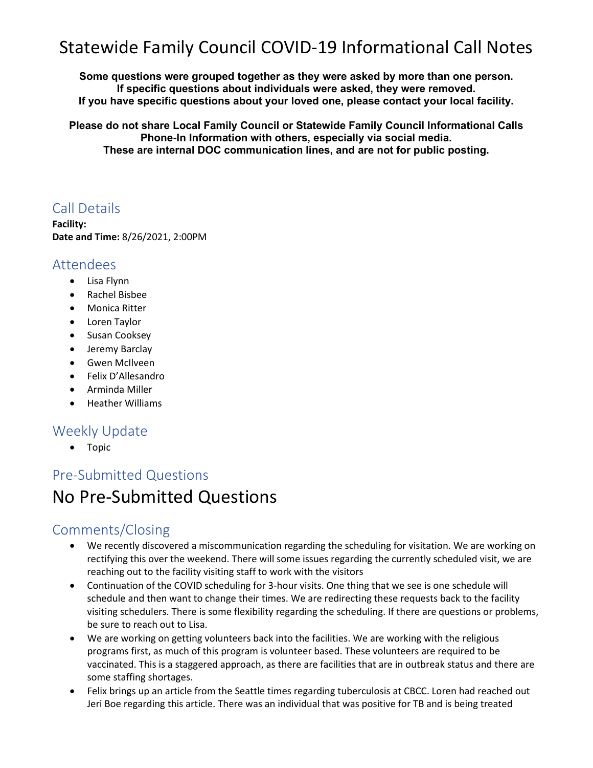# Statewide Family Council COVID-19 Informational Call Notes

**Some questions were grouped together as they were asked by more than one person.**
**If specific questions about individuals were asked, they were removed.**
**If you have specific questions about your loved one, please contact your local facility.**

**Please do not share Local Family Council or Statewide Family Council Informational Calls Phone-In Information with others, especially via social media.**
**These are internal DOC communication lines, and are not for public posting.**

## Call Details

**Facility:**
**Date and Time:** 8/26/2021, 2:00PM

## Attendees

- Lisa Flynn
- Rachel Bisbee
- Monica Ritter
- Loren Taylor
- Susan Cooksey
- Jeremy Barclay
- Gwen McIlveen
- Felix D'Allesandro
- Arminda Miller
- Heather Williams

## Weekly Update

- Topic

## Pre-Submitted Questions

# No Pre-Submitted Questions

## Comments/Closing

- We recently discovered a miscommunication regarding the scheduling for visitation. We are working on rectifying this over the weekend. There will some issues regarding the currently scheduled visit, we are reaching out to the facility visiting staff to work with the visitors
- Continuation of the COVID scheduling for 3-hour visits. One thing that we see is one schedule will schedule and then want to change their times. We are redirecting these requests back to the facility visiting schedulers. There is some flexibility regarding the scheduling. If there are questions or problems, be sure to reach out to Lisa.
- We are working on getting volunteers back into the facilities. We are working with the religious programs first, as much of this program is volunteer based. These volunteers are required to be vaccinated. This is a staggered approach, as there are facilities that are in outbreak status and there are some staffing shortages.
- Felix brings up an article from the Seattle times regarding tuberculosis at CBCC. Loren had reached out Jeri Boe regarding this article. There was an individual that was positive for TB and is being treated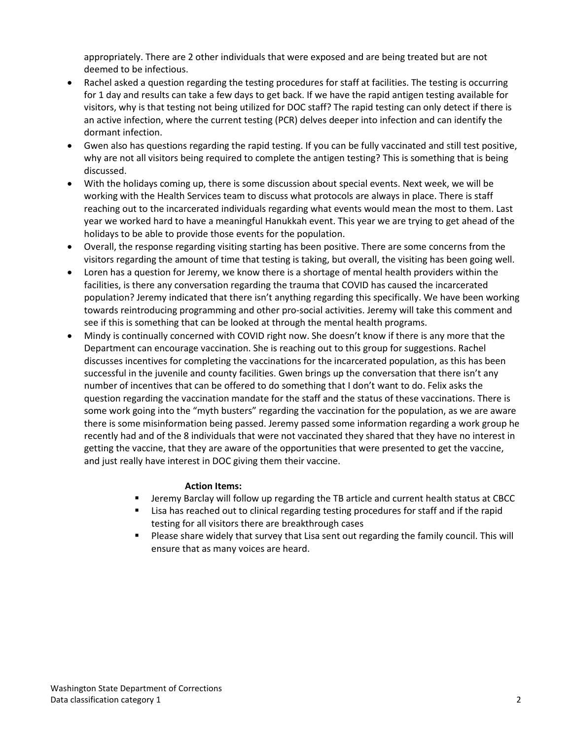appropriately. There are 2 other individuals that were exposed and are being treated but are not deemed to be infectious.

- Rachel asked a question regarding the testing procedures for staff at facilities. The testing is occurring for 1 day and results can take a few days to get back. If we have the rapid antigen testing available for visitors, why is that testing not being utilized for DOC staff? The rapid testing can only detect if there is an active infection, where the current testing (PCR) delves deeper into infection and can identify the dormant infection.
- Gwen also has questions regarding the rapid testing. If you can be fully vaccinated and still test positive, why are not all visitors being required to complete the antigen testing? This is something that is being discussed.
- With the holidays coming up, there is some discussion about special events. Next week, we will be working with the Health Services team to discuss what protocols are always in place. There is staff reaching out to the incarcerated individuals regarding what events would mean the most to them. Last year we worked hard to have a meaningful Hanukkah event. This year we are trying to get ahead of the holidays to be able to provide those events for the population.
- Overall, the response regarding visiting starting has been positive. There are some concerns from the visitors regarding the amount of time that testing is taking, but overall, the visiting has been going well.
- Loren has a question for Jeremy, we know there is a shortage of mental health providers within the facilities, is there any conversation regarding the trauma that COVID has caused the incarcerated population? Jeremy indicated that there isn't anything regarding this specifically. We have been working towards reintroducing programming and other pro-social activities. Jeremy will take this comment and see if this is something that can be looked at through the mental health programs.
- Mindy is continually concerned with COVID right now. She doesn't know if there is any more that the Department can encourage vaccination. She is reaching out to this group for suggestions. Rachel discusses incentives for completing the vaccinations for the incarcerated population, as this has been successful in the juvenile and county facilities. Gwen brings up the conversation that there isn't any number of incentives that can be offered to do something that I don't want to do. Felix asks the question regarding the vaccination mandate for the staff and the status of these vaccinations. There is some work going into the "myth busters" regarding the vaccination for the population, as we are aware there is some misinformation being passed. Jeremy passed some information regarding a work group he recently had and of the 8 individuals that were not vaccinated they shared that they have no interest in getting the vaccine, that they are aware of the opportunities that were presented to get the vaccine, and just really have interest in DOC giving them their vaccine.

**Action Items:**

- Jeremy Barclay will follow up regarding the TB article and current health status at CBCC
- Lisa has reached out to clinical regarding testing procedures for staff and if the rapid testing for all visitors there are breakthrough cases
- Please share widely that survey that Lisa sent out regarding the family council. This will ensure that as many voices are heard.